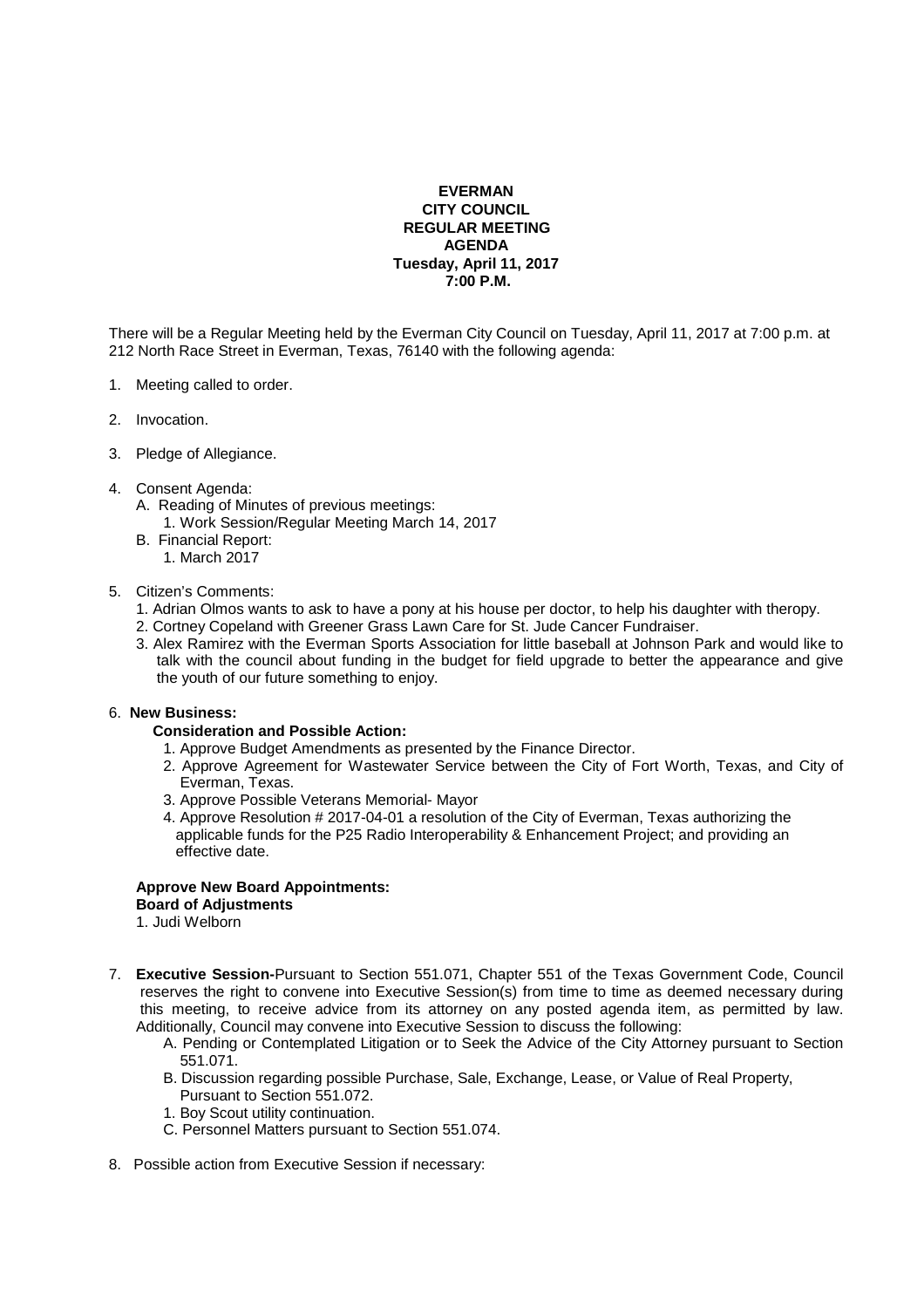**EVERMAN**
**CITY COUNCIL**
**REGULAR MEETING**
**AGENDA**
**Tuesday, April 11, 2017**
**7:00 P.M.**

There will be a Regular Meeting held by the Everman City Council on Tuesday, April 11, 2017 at 7:00 p.m. at 212 North Race Street in Everman, Texas, 76140 with the following agenda:

1. Meeting called to order.

2. Invocation.

3. Pledge of Allegiance.

4. Consent Agenda:
   - A. Reading of Minutes of previous meetings:
     1. Work Session/Regular Meeting March 14, 2017
   - B. Financial Report:
     1. March 2017

5. Citizen's Comments:
   1. Adrian Olmos wants to ask to have a pony at his house per doctor, to help his daughter with theropy.
   2. Cortney Copeland with Greener Grass Lawn Care for St. Jude Cancer Fundraiser.
   3. Alex Ramirez with the Everman Sports Association for little baseball at Johnson Park and would like to talk with the council about funding in the budget for field upgrade to better the appearance and give the youth of our future something to enjoy.

6. **New Business:**

   **Consideration and Possible Action:**
   1. Approve Budget Amendments as presented by the Finance Director.
   2. Approve Agreement for Wastewater Service between the City of Fort Worth, Texas, and City of Everman, Texas.
   3. Approve Possible Veterans Memorial- Mayor
   4. Approve Resolution # 2017-04-01 a resolution of the City of Everman, Texas authorizing the applicable funds for the P25 Radio Interoperability & Enhancement Project; and providing an effective date.

   **Approve New Board Appointments:**
   **Board of Adjustments**
   1. Judi Welborn

7. **Executive Session-**Pursuant to Section 551.071, Chapter 551 of the Texas Government Code, Council reserves the right to convene into Executive Session(s) from time to time as deemed necessary during this meeting, to receive advice from its attorney on any posted agenda item, as permitted by law. Additionally, Council may convene into Executive Session to discuss the following:
   - A. Pending or Contemplated Litigation or to Seek the Advice of the City Attorney pursuant to Section 551.071.
   - B. Discussion regarding possible Purchase, Sale, Exchange, Lease, or Value of Real Property, Pursuant to Section 551.072.
     1. Boy Scout utility continuation.
   - C. Personnel Matters pursuant to Section 551.074.

8. Possible action from Executive Session if necessary: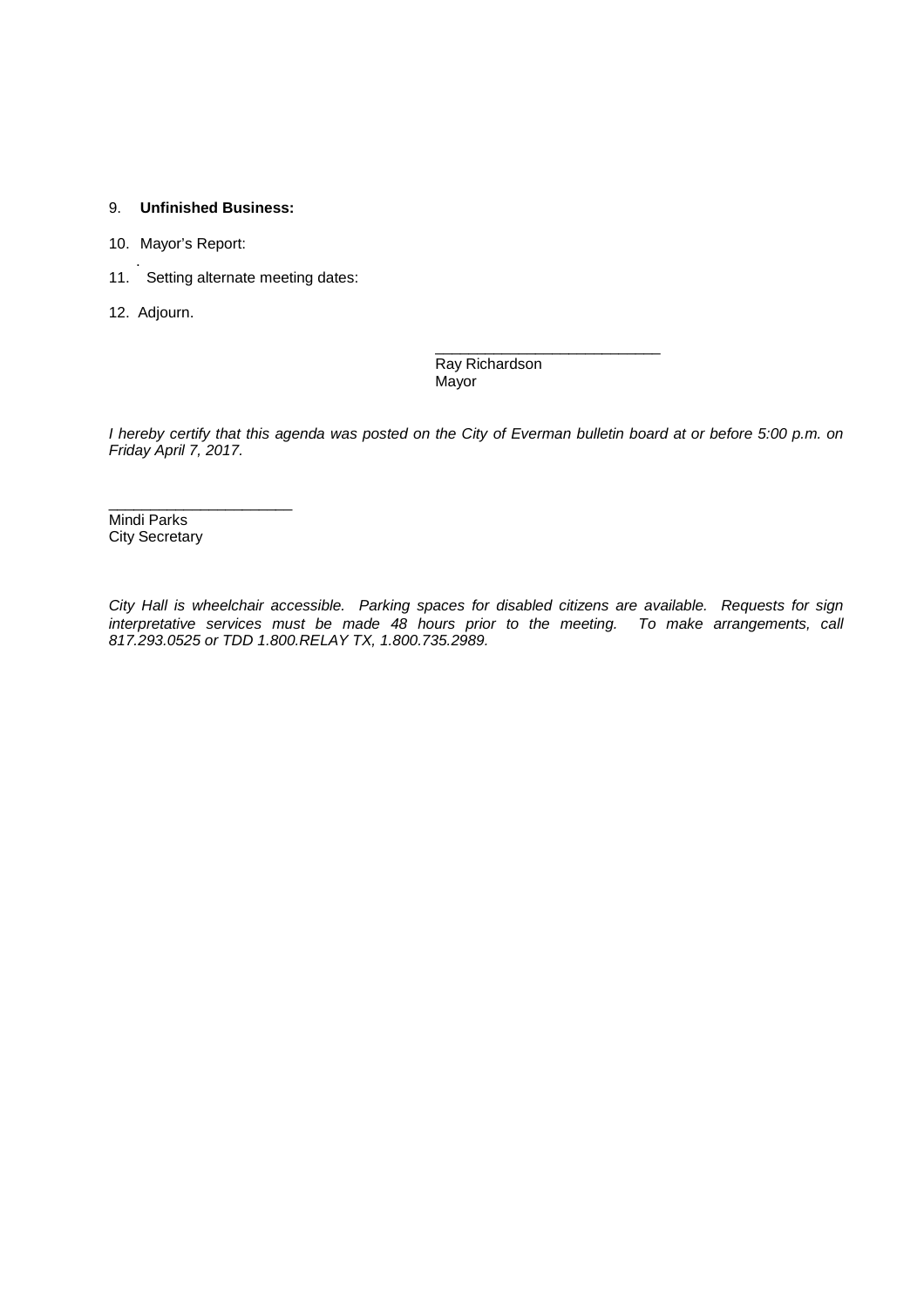9. **Unfinished Business:**

10. Mayor's Report:

11. Setting alternate meeting dates:

12. Adjourn.

\_\_\_\_\_\_\_\_\_\_\_\_\_\_\_\_\_\_\_\_\_\_\_\_\_\_\_\_
Ray Richardson
Mayor

*I hereby certify that this agenda was posted on the City of Everman bulletin board at or before 5:00 p.m. on Friday April 7, 2017.*

\_\_\_\_\_\_\_\_\_\_\_\_\_\_\_\_\_\_\_\_\_\_\_
Mindi Parks
City Secretary

*City Hall is wheelchair accessible. Parking spaces for disabled citizens are available. Requests for sign interpretative services must be made 48 hours prior to the meeting. To make arrangements, call 817.293.0525 or TDD 1.800.RELAY TX, 1.800.735.2989.*